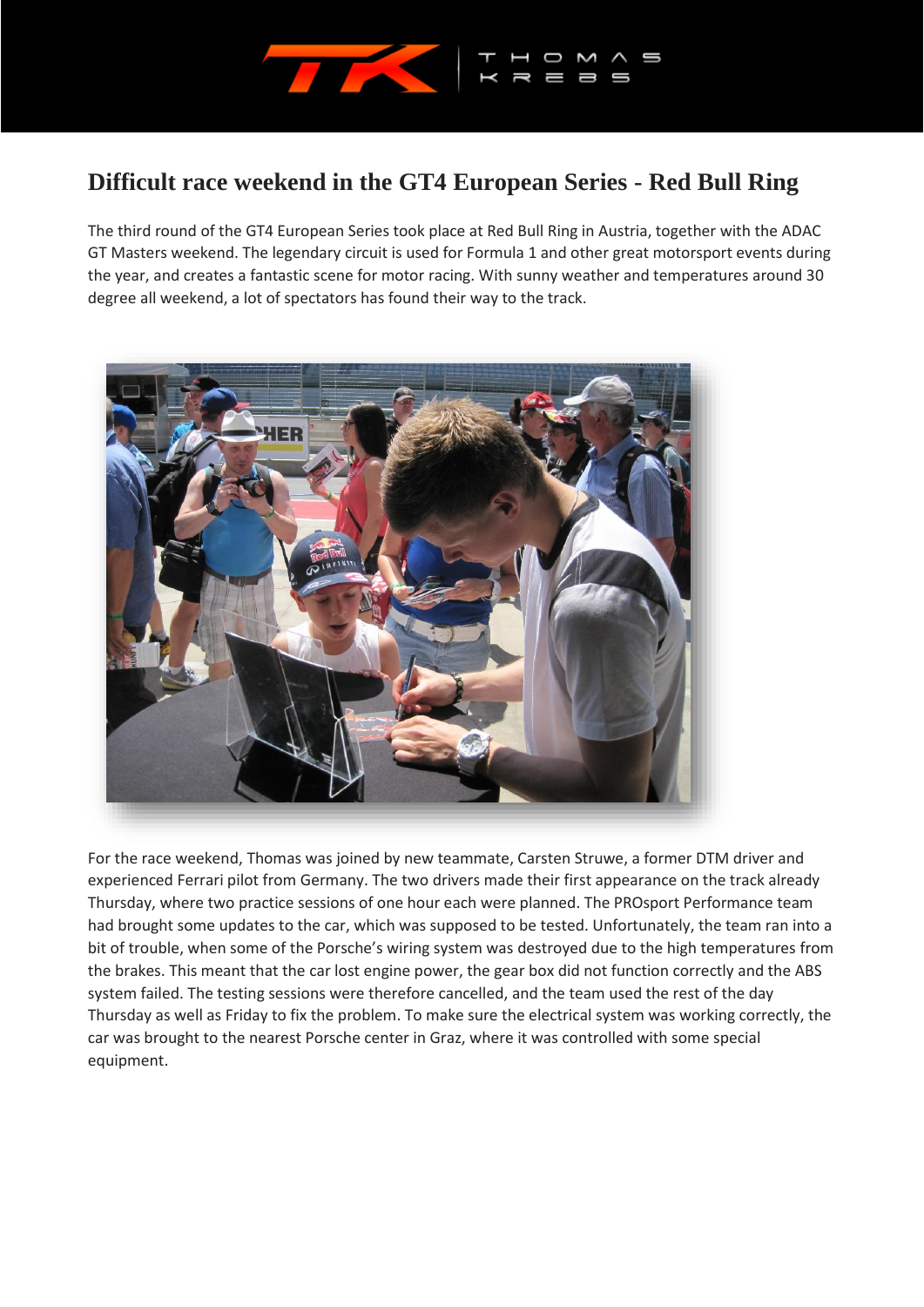# Difficult race weekend in the GT4 European Series - Red Bull Ring

The third round of the GT4 European Series took place at Red Bull Ring in Austria, together with the ADAC GT Masters weekend. The legendary circuit is used for Formula 1 and other great motorsport events during the year, and creates a fantastic scene for motor racing. With sunny weather and temperatures around 30 degree all weekend, a lot of spectators has found their way to the track.

For the race weekend, Thomas was joined by new teammate, Carsten Struwe, a former DTM driver and experienced Ferrari pilot from Germany. The two drivers made their first appearance on the track already Thursday, where two practice sessions of one hour each were planned. The PROsport Performance team had brought some updates to the car, which was supposed to be tested. Unfortunately, the team ran into a bit of trouble, when some of the Porsche's wiring system was destroyed due to the high temperatures from the brakes. This meant that the car lost engine power, the gear box did not function correctly and the ABS system failed. The testing sessions were therefore cancelled, and the team used the rest of the day Thursday as well as Friday to fix the problem. To make sure the electrical system was working correctly, the car was brought to the nearest Porsche center in Graz, where it was controlled with some special equipment.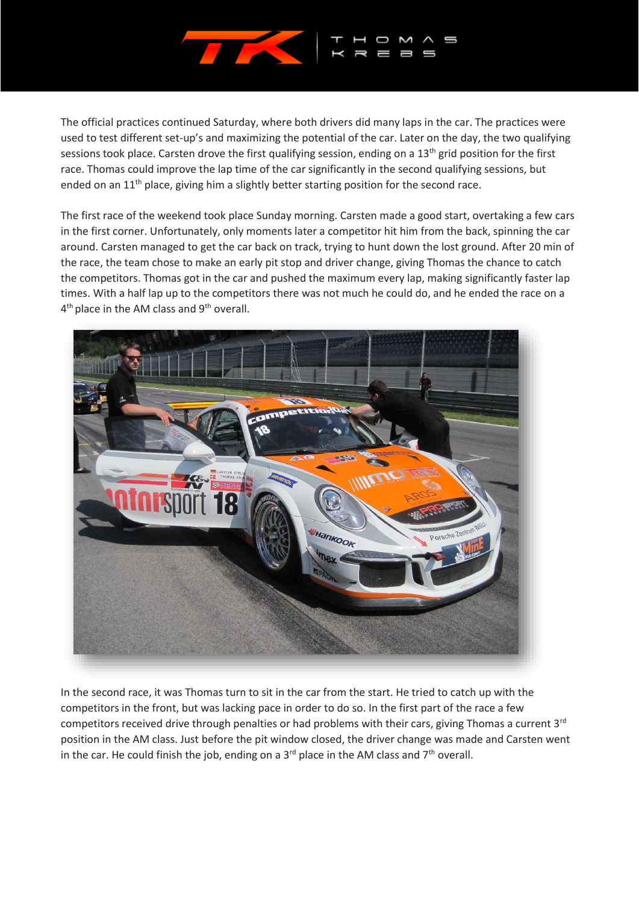The official practices continued Saturday, where both drivers did many laps in the car. The practices were used to test different set-up's and maximizing the potential of the car. Later on the day, the two qualifying sessions took place. Carsten drove the first qualifying session, ending on a 13th grid position for the first race. Thomas could improve the lap time of the car significantly in the second qualifying sessions, but ended on an 11th place, giving him a slightly better starting position for the second race.

The first race of the weekend took place Sunday morning. Carsten made a good start, overtaking a few cars in the first corner. Unfortunately, only moments later a competitor hit him from the back, spinning the car around. Carsten managed to get the car back on track, trying to hunt down the lost ground. After 20 min of the race, the team chose to make an early pit stop and driver change, giving Thomas the chance to catch the competitors. Thomas got in the car and pushed the maximum every lap, making significantly faster lap times. With a half lap up to the competitors there was not much he could do, and he ended the race on a 4th place in the AM class and 9th overall.

In the second race, it was Thomas turn to sit in the car from the start. He tried to catch up with the competitors in the front, but was lacking pace in order to do so. In the first part of the race a few competitors received drive through penalties or had problems with their cars, giving Thomas a current 3rd position in the AM class. Just before the pit window closed, the driver change was made and Carsten went in the car. He could finish the job, ending on a 3rd place in the AM class and 7th overall.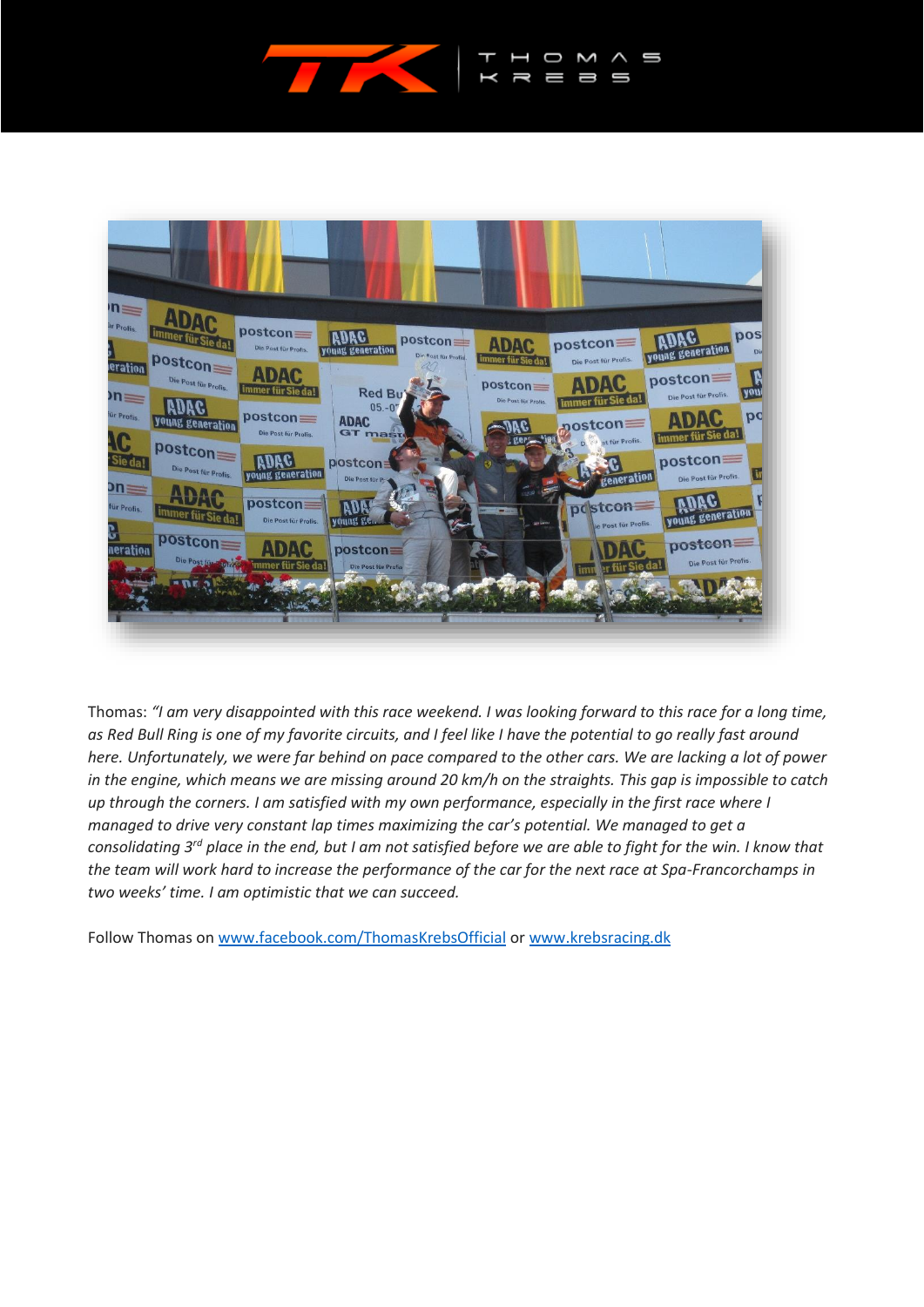Thomas: *"I am very disappointed with this race weekend. I was looking forward to this race for a long time, as Red Bull Ring is one of my favorite circuits, and I feel like I have the potential to go really fast around here. Unfortunately, we were far behind on pace compared to the other cars. We are lacking a lot of power in the engine, which means we are missing around 20 km/h on the straights. This gap is impossible to catch up through the corners. I am satisfied with my own performance, especially in the first race where I managed to drive very constant lap times maximizing the car's potential. We managed to get a consolidating 3rd place in the end, but I am not satisfied before we are able to fight for the win. I know that the team will work hard to increase the performance of the car for the next race at Spa-Francorchamps in two weeks' time. I am optimistic that we can succeed.*

Follow Thomas on [www.facebook.com/ThomasKrebsOfficial](http://www.facebook.com/ThomasKrebsOfficial) or [www.krebsracing.dk](http://www.krebsracing.dk)